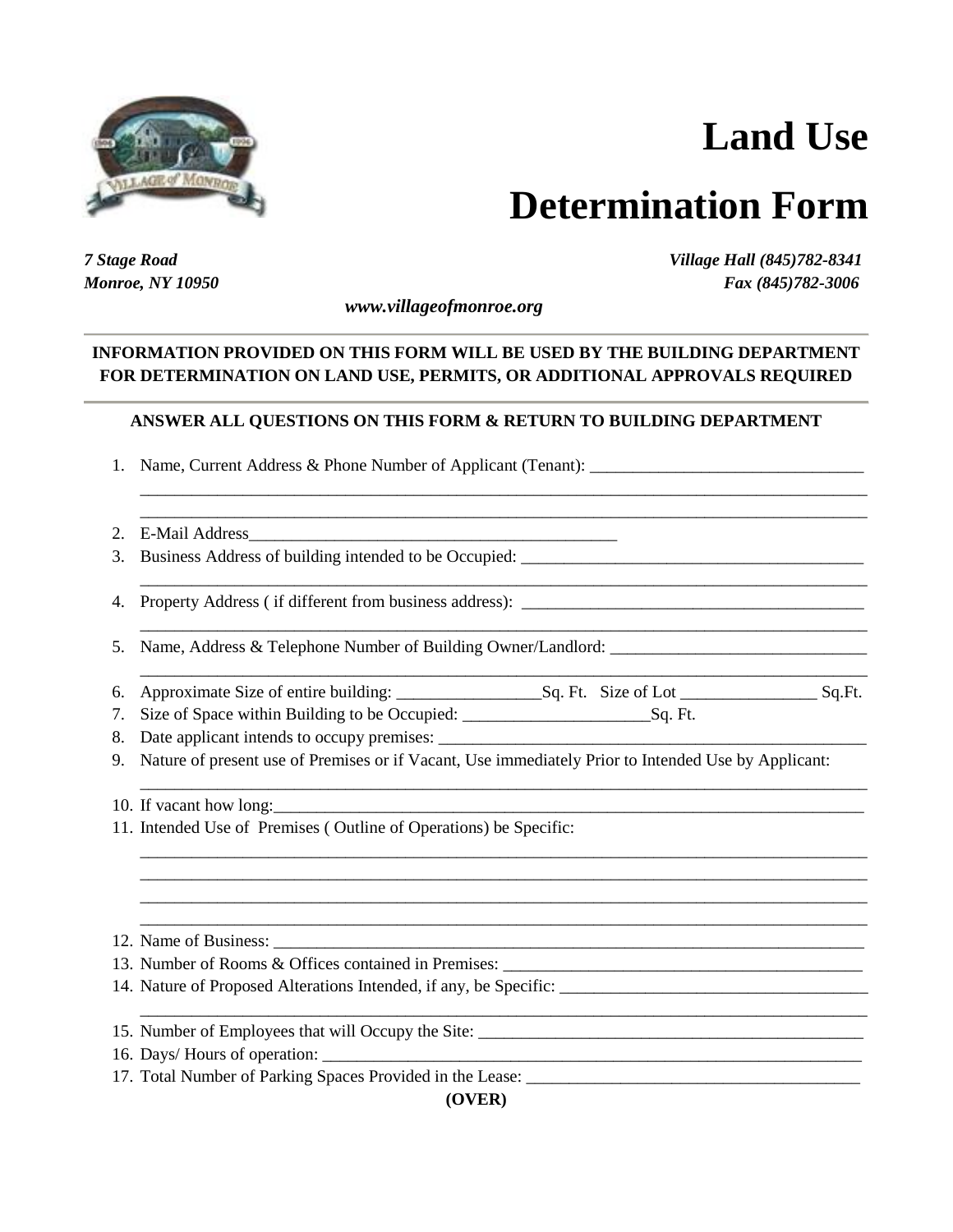# Land Use Determination Form

*7 Stage Road*
*Monroe, NY 10950*

*Village Hall (845)782-8341*
*Fax (845)782-3006*

*www.villageofmonroe.org*

**INFORMATION PROVIDED ON THIS FORM WILL BE USED BY THE BUILDING DEPARTMENT FOR DETERMINATION ON LAND USE, PERMITS, OR ADDITIONAL APPROVALS REQUIRED**

**ANSWER ALL QUESTIONS ON THIS FORM & RETURN TO BUILDING DEPARTMENT**

1. Name, Current Address & Phone Number of Applicant (Tenant): ________________________________
   ________________________________________________________________________________
   ________________________________________________________________________________
2. E-Mail Address____________________________________________
3. Business Address of building intended to be Occupied: ________________________________________
   ________________________________________________________________________________
4. Property Address ( if different from business address): ________________________________________
   ________________________________________________________________________________
5. Name, Address & Telephone Number of Building Owner/Landlord: ______________________________
   ________________________________________________________________________________
6. Approximate Size of entire building: ________________Sq. Ft. Size of Lot _______________ Sq.Ft.
7. Size of Space within Building to be Occupied: _____________________Sq. Ft.
8. Date applicant intends to occupy premises: ________________________________________________
9. Nature of present use of Premises or if Vacant, Use immediately Prior to Intended Use by Applicant:
   ________________________________________________________________________________
10. If vacant how long:___________________________________________________________________
11. Intended Use of Premises ( Outline of Operations) be Specific:
    ________________________________________________________________________________
    ________________________________________________________________________________
    ________________________________________________________________________________
    ________________________________________________________________________________
12. Name of Business: ____________________________________________________________________
13. Number of Rooms & Offices contained in Premises: __________________________________________
14. Nature of Proposed Alterations Intended, if any, be Specific: ____________________________________
    ________________________________________________________________________________
15. Number of Employees that will Occupy the Site: _____________________________________________
16. Days/ Hours of operation: ________________________________________________________________
17. Total Number of Parking Spaces Provided in the Lease: ______________________________________

**(OVER)**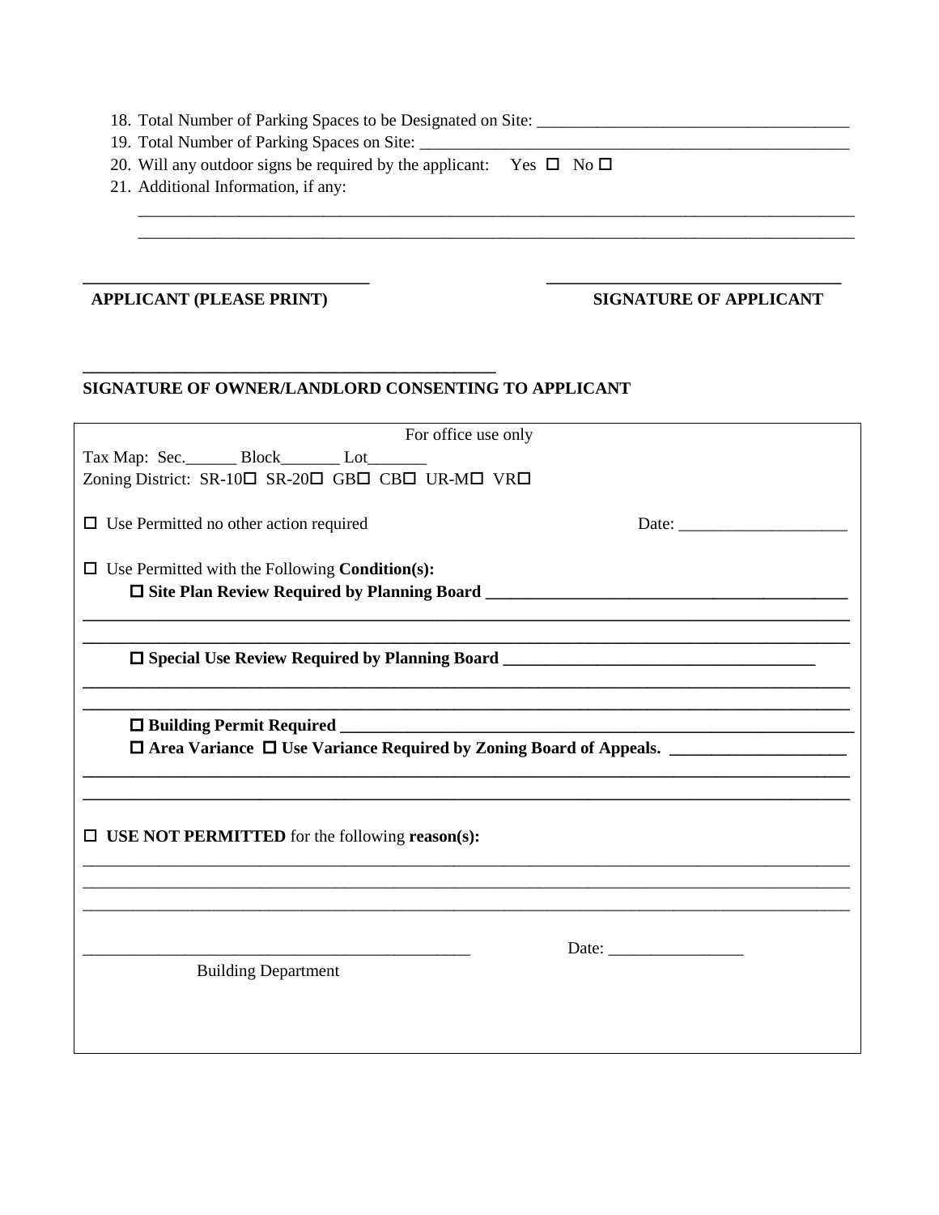18. Total Number of Parking Spaces to be Designated on Site: ______________________________________
19. Total Number of Parking Spaces on Site: ______________________________________________________
20. Will any outdoor signs be required by the applicant: Yes ☐ No ☐
21. Additional Information, if any:

    ________________________________________________________________________________________

    ________________________________________________________________________________________

__________________________________ __________________________________

**APPLICANT (PLEASE PRINT)** **SIGNATURE OF APPLICANT**

________________________________________________

**SIGNATURE OF OWNER/LANDLORD CONSENTING TO APPLICANT**

---

For office use only

Tax Map: Sec.______ Block_______ Lot_______

Zoning District: SR-10☐ SR-20☐ GB☐ CB☐ UR-M☐ VR☐

☐ Use Permitted no other action required Date: ____________________

☐ Use Permitted with the Following **Condition(s):**

**☐ Site Plan Review Required by Planning Board ___________________________________________**

**______________________________________________________________________________________________**

**______________________________________________________________________________________________**

**☐ Special Use Review Required by Planning Board ____________________________________**

**______________________________________________________________________________________________**

**______________________________________________________________________________________________**

**☐ Building Permit Required _____________________________________________________________**

**☐ Area Variance ☐ Use Variance Required by Zoning Board of Appeals. ____________________**

**______________________________________________________________________________________________**

**______________________________________________________________________________________________**

☐ **USE NOT PERMITTED** for the following **reason(s):**

______________________________________________________________________________________________

______________________________________________________________________________________________

______________________________________________________________________________________________

________________________________________________ Date: ________________

Building Department